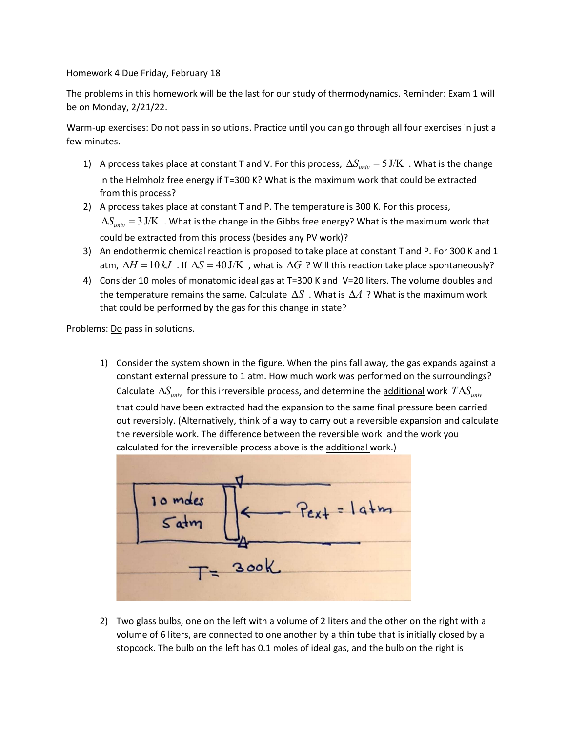Homework 4 Due Friday, February 18

The problems in this homework will be the last for our study of thermodynamics. Reminder: Exam 1 will be on Monday, 2/21/22.

Warm-up exercises: Do not pass in solutions. Practice until you can go through all four exercises in just a few minutes.

1) A process takes place at constant T and V. For this process, $\Delta S_{univ} = 5\,\mathrm{J/K}$ . What is the change in the Helmholz free energy if T=300 K? What is the maximum work that could be extracted from this process?
2) A process takes place at constant T and P. The temperature is 300 K. For this process, $\Delta S_{univ} = 3\,\mathrm{J/K}$ . What is the change in the Gibbs free energy? What is the maximum work that could be extracted from this process (besides any PV work)?
3) An endothermic chemical reaction is proposed to take place at constant T and P. For 300 K and 1 atm, $\Delta H = 10\,kJ$ . If $\Delta S = 40\,\mathrm{J/K}$ , what is $\Delta G$ ? Will this reaction take place spontaneously?
4) Consider 10 moles of monatomic ideal gas at T=300 K and V=20 liters. The volume doubles and the temperature remains the same. Calculate $\Delta S$ . What is $\Delta A$ ? What is the maximum work that could be performed by the gas for this change in state?

Problems: <u>Do</u> pass in solutions.

1) Consider the system shown in the figure. When the pins fall away, the gas expands against a constant external pressure to 1 atm. How much work was performed on the surroundings? Calculate $\Delta S_{univ}$ for this irreversible process, and determine the <u>additional</u> work $T\Delta S_{univ}$ that could have been extracted had the expansion to the same final pressure been carried out reversibly. (Alternatively, think of a way to carry out a reversible expansion and calculate the reversible work. The difference between the reversible work and the work you calculated for the irreversible process above is the <u>additional</u> work.)

2) Two glass bulbs, one on the left with a volume of 2 liters and the other on the right with a volume of 6 liters, are connected to one another by a thin tube that is initially closed by a stopcock. The bulb on the left has 0.1 moles of ideal gas, and the bulb on the right is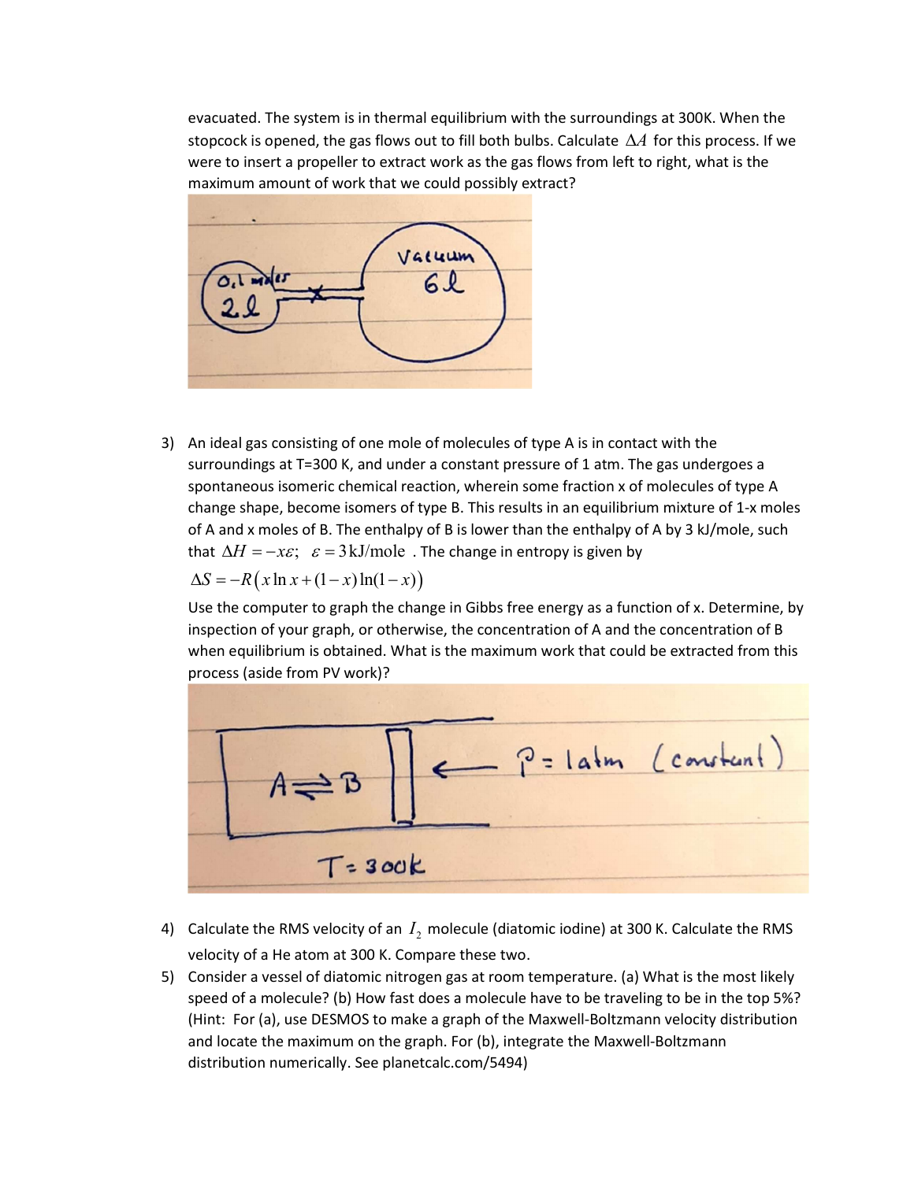evacuated. The system is in thermal equilibrium with the surroundings at 300K. When the stopcock is opened, the gas flows out to fill both bulbs. Calculate $\Delta A$ for this process. If we were to insert a propeller to extract work as the gas flows from left to right, what is the maximum amount of work that we could possibly extract?

3) An ideal gas consisting of one mole of molecules of type A is in contact with the surroundings at T=300 K, and under a constant pressure of 1 atm. The gas undergoes a spontaneous isomeric chemical reaction, wherein some fraction x of molecules of type A change shape, become isomers of type B. This results in an equilibrium mixture of 1-x moles of A and x moles of B. The enthalpy of B is lower than the enthalpy of A by 3 kJ/mole, such that $\Delta H = -x\varepsilon;\ \ \varepsilon = 3\,\text{kJ/mole}$ . The change in entropy is given by

   $\Delta S = -R\left(x\ln x + (1-x)\ln(1-x)\right)$

   Use the computer to graph the change in Gibbs free energy as a function of x. Determine, by inspection of your graph, or otherwise, the concentration of A and the concentration of B when equilibrium is obtained. What is the maximum work that could be extracted from this process (aside from PV work)?

4) Calculate the RMS velocity of an $I_2$ molecule (diatomic iodine) at 300 K. Calculate the RMS velocity of a He atom at 300 K. Compare these two.

5) Consider a vessel of diatomic nitrogen gas at room temperature. (a) What is the most likely speed of a molecule? (b) How fast does a molecule have to be traveling to be in the top 5%? (Hint: For (a), use DESMOS to make a graph of the Maxwell-Boltzmann velocity distribution and locate the maximum on the graph. For (b), integrate the Maxwell-Boltzmann distribution numerically. See planetcalc.com/5494)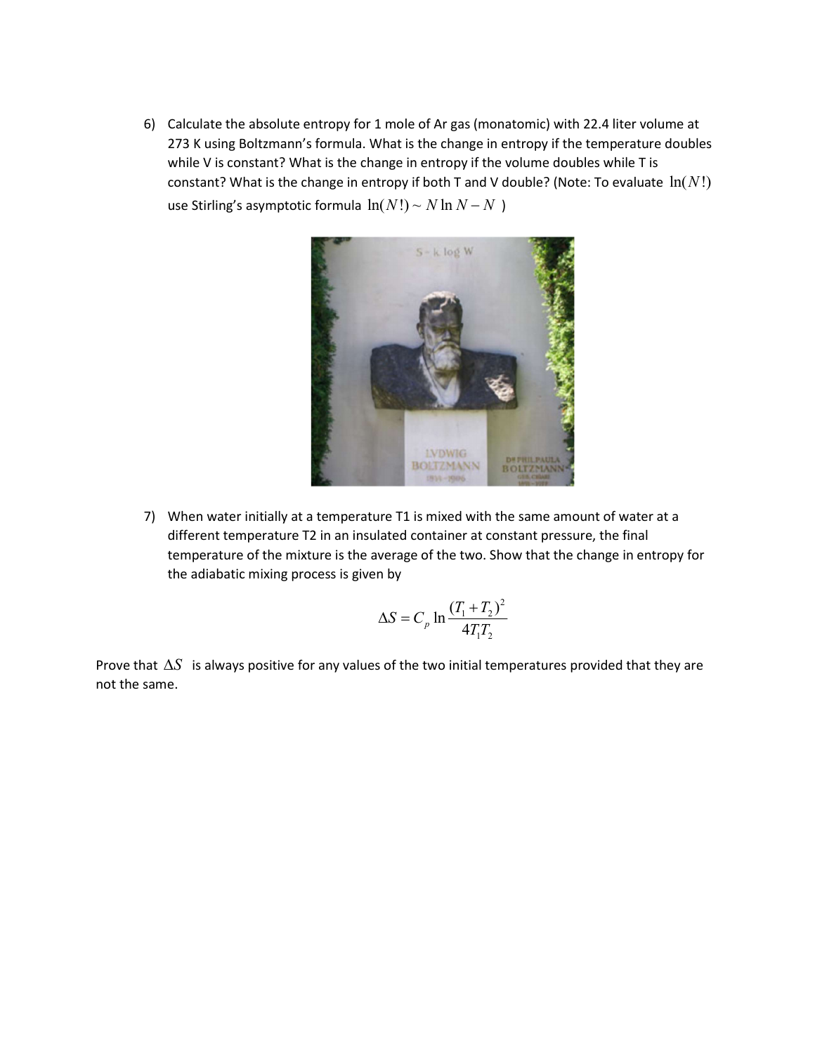6) Calculate the absolute entropy for 1 mole of Ar gas (monatomic) with 22.4 liter volume at 273 K using Boltzmann's formula. What is the change in entropy if the temperature doubles while V is constant? What is the change in entropy if the volume doubles while T is constant? What is the change in entropy if both T and V double? (Note: To evaluate $\ln(N!)$ use Stirling's asymptotic formula $\ln(N!) \sim N \ln N - N$ )

7) When water initially at a temperature T1 is mixed with the same amount of water at a different temperature T2 in an insulated container at constant pressure, the final temperature of the mixture is the average of the two. Show that the change in entropy for the adiabatic mixing process is given by

$$\Delta S = C_p \ln \frac{(T_1 + T_2)^2}{4T_1T_2}$$

Prove that $\Delta S$ is always positive for any values of the two initial temperatures provided that they are not the same.